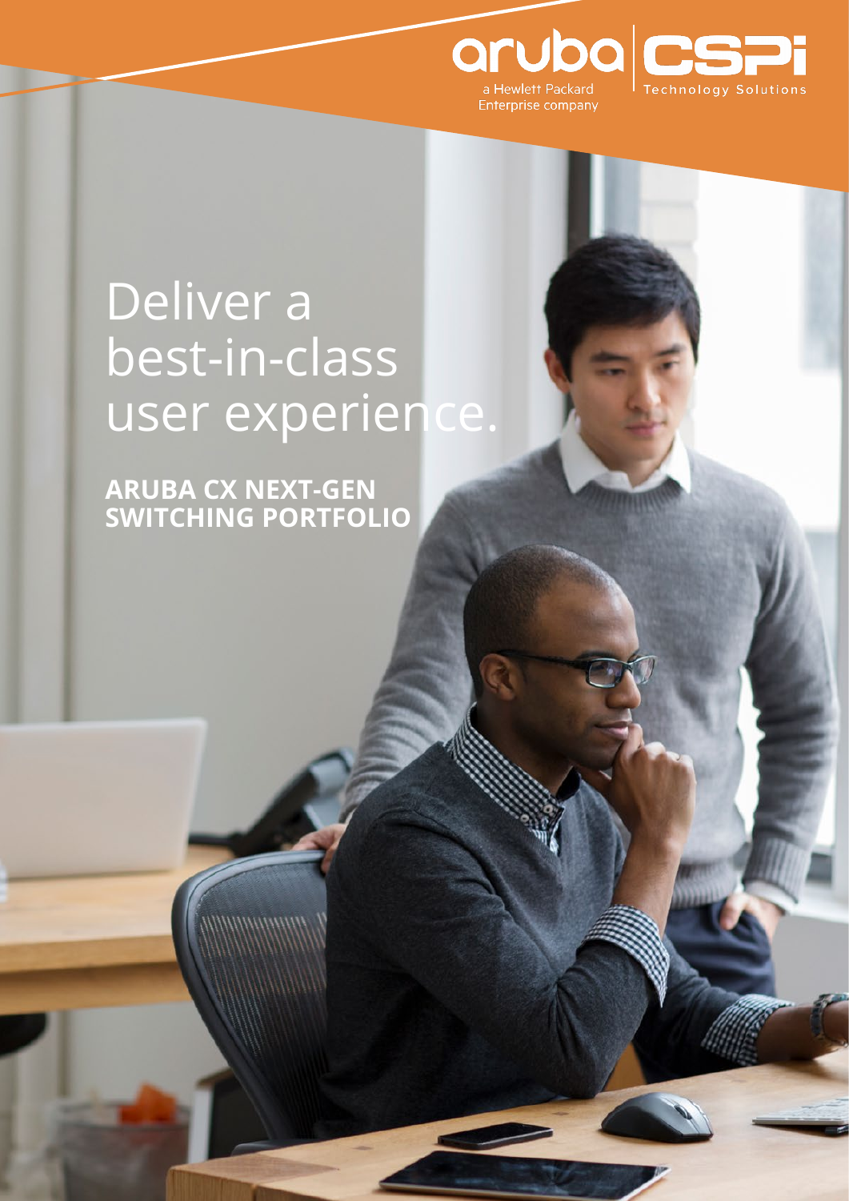aruba
a Hewlett Packard Enterprise company

CSPi Technology Solutions

# Deliver a best-in-class user experience.

**ARUBA CX NEXT-GEN SWITCHING PORTFOLIO**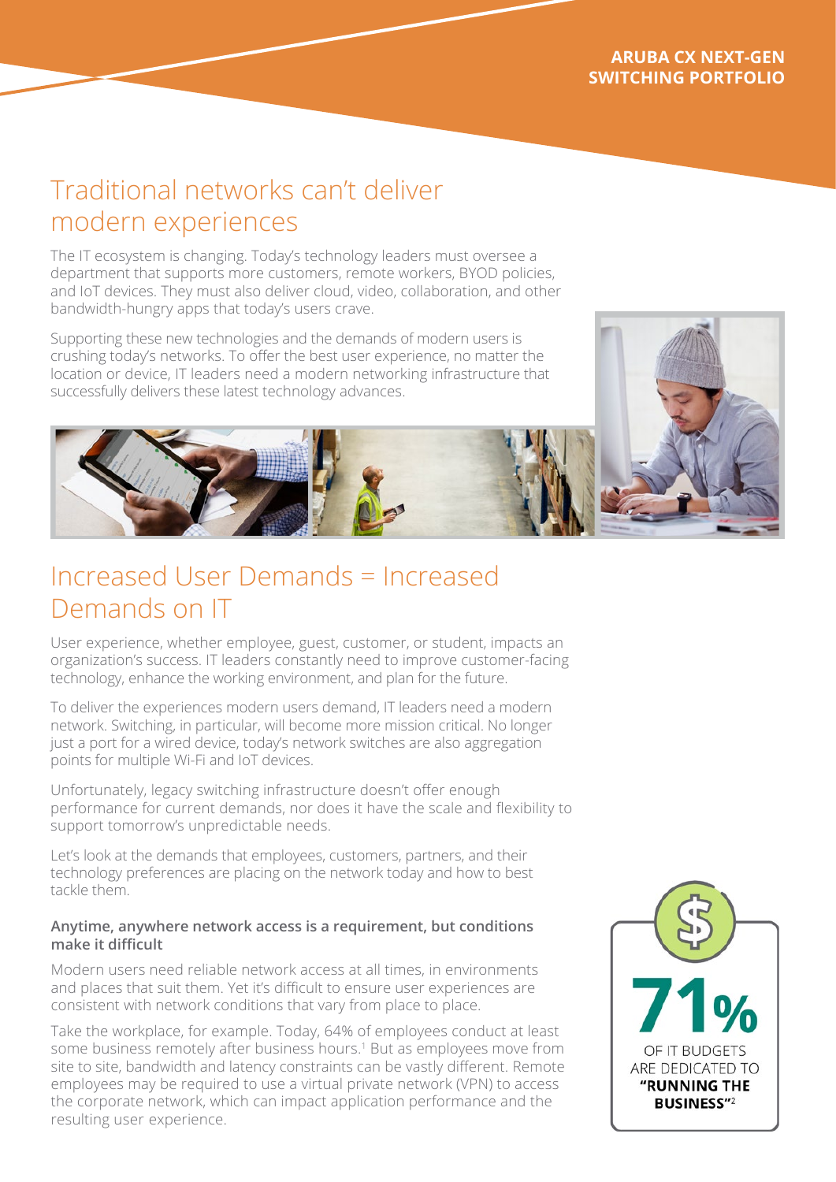## Traditional networks can't deliver modern experiences

The IT ecosystem is changing. Today's technology leaders must oversee a department that supports more customers, remote workers, BYOD policies, and IoT devices. They must also deliver cloud, video, collaboration, and other bandwidth-hungry apps that today's users crave.

Supporting these new technologies and the demands of modern users is crushing today's networks. To offer the best user experience, no matter the location or device, IT leaders need a modern networking infrastructure that successfully delivers these latest technology advances.

## Increased User Demands = Increased Demands on IT

User experience, whether employee, guest, customer, or student, impacts an organization's success. IT leaders constantly need to improve customer-facing technology, enhance the working environment, and plan for the future.

To deliver the experiences modern users demand, IT leaders need a modern network. Switching, in particular, will become more mission critical. No longer just a port for a wired device, today's network switches are also aggregation points for multiple Wi-Fi and IoT devices.

Unfortunately, legacy switching infrastructure doesn't offer enough performance for current demands, nor does it have the scale and flexibility to support tomorrow's unpredictable needs.

Let's look at the demands that employees, customers, partners, and their technology preferences are placing on the network today and how to best tackle them.

### Anytime, anywhere network access is a requirement, but conditions make it difficult

Modern users need reliable network access at all times, in environments and places that suit them. Yet it's difficult to ensure user experiences are consistent with network conditions that vary from place to place.

Take the workplace, for example. Today, 64% of employees conduct at least some business remotely after business hours.[1] But as employees move from site to site, bandwidth and latency constraints can be vastly different. Remote employees may be required to use a virtual private network (VPN) to access the corporate network, which can impact application performance and the resulting user experience.

**71%** OF IT BUDGETS ARE DEDICATED TO **"RUNNING THE BUSINESS"**[2]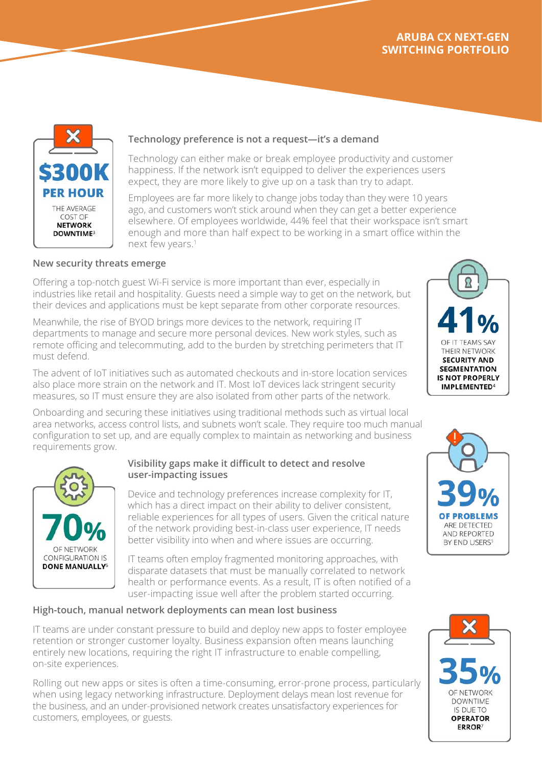**$300K PER HOUR**

THE AVERAGE COST OF **NETWORK DOWNTIME**[3]

### Technology preference is not a request—it's a demand

Technology can either make or break employee productivity and customer happiness. If the network isn't equipped to deliver the experiences users expect, they are more likely to give up on a task than try to adapt.

Employees are far more likely to change jobs today than they were 10 years ago, and customers won't stick around when they can get a better experience elsewhere. Of employees worldwide, 44% feel that their workspace isn't smart enough and more than half expect to be working in a smart office within the next few years.[1]

### New security threats emerge

Offering a top-notch guest Wi-Fi service is more important than ever, especially in industries like retail and hospitality. Guests need a simple way to get on the network, but their devices and applications must be kept separate from other corporate resources.

Meanwhile, the rise of BYOD brings more devices to the network, requiring IT departments to manage and secure more personal devices. New work styles, such as remote officing and telecommuting, add to the burden by stretching perimeters that IT must defend.

The advent of IoT initiatives such as automated checkouts and in-store location services also place more strain on the network and IT. Most IoT devices lack stringent security measures, so IT must ensure they are also isolated from other parts of the network.

Onboarding and securing these initiatives using traditional methods such as virtual local area networks, access control lists, and subnets won't scale. They require too much manual configuration to set up, and are equally complex to maintain as networking and business requirements grow.

**41%**

OF IT TEAMS SAY THEIR NETWORK **SECURITY AND SEGMENTATION IS NOT PROPERLY IMPLEMENTED**[4]

### Visibility gaps make it difficult to detect and resolve user-impacting issues

Device and technology preferences increase complexity for IT, which has a direct impact on their ability to deliver consistent, reliable experiences for all types of users. Given the critical nature of the network providing best-in-class user experience, IT needs better visibility into when and where issues are occurring.

IT teams often employ fragmented monitoring approaches, with disparate datasets that must be manually correlated to network health or performance events. As a result, IT is often notified of a user-impacting issue well after the problem started occurring.

**70%**

OF NETWORK CONFIGURATION IS **DONE MANUALLY**[6]

**39%**

**OF PROBLEMS** ARE DETECTED AND REPORTED BY END USERS[5]

### High-touch, manual network deployments can mean lost business

IT teams are under constant pressure to build and deploy new apps to foster employee retention or stronger customer loyalty. Business expansion often means launching entirely new locations, requiring the right IT infrastructure to enable compelling, on-site experiences.

Rolling out new apps or sites is often a time-consuming, error-prone process, particularly when using legacy networking infrastructure. Deployment delays mean lost revenue for the business, and an under-provisioned network creates unsatisfactory experiences for customers, employees, or guests.

**35%**

OF NETWORK DOWNTIME IS DUE TO **OPERATOR ERROR**[7]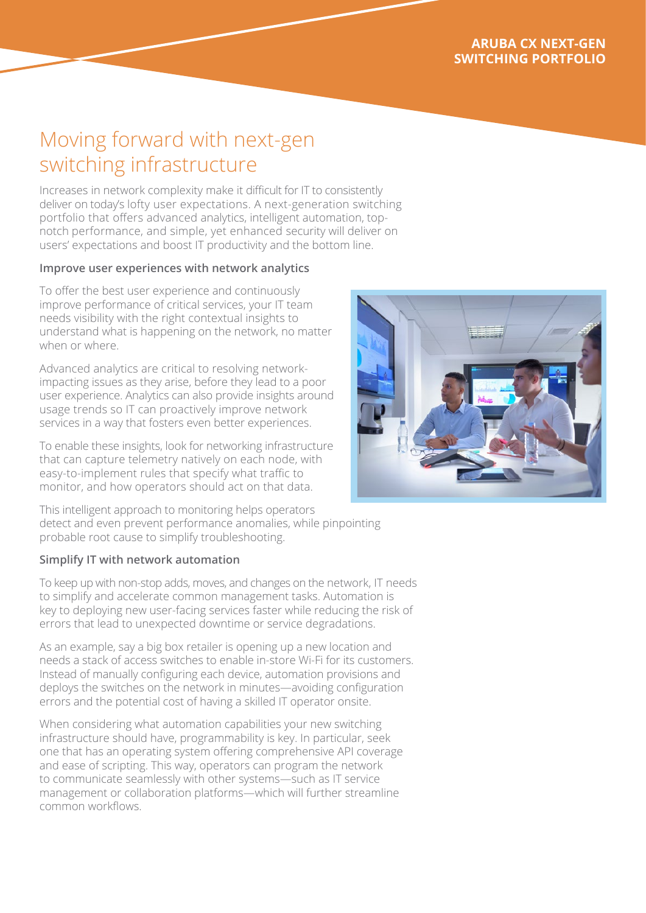# Moving forward with next-gen switching infrastructure

Increases in network complexity make it difficult for IT to consistently deliver on today's lofty user expectations. A next-generation switching portfolio that offers advanced analytics, intelligent automation, top-notch performance, and simple, yet enhanced security will deliver on users' expectations and boost IT productivity and the bottom line.

### Improve user experiences with network analytics

To offer the best user experience and continuously improve performance of critical services, your IT team needs visibility with the right contextual insights to understand what is happening on the network, no matter when or where.

Advanced analytics are critical to resolving network-impacting issues as they arise, before they lead to a poor user experience. Analytics can also provide insights around usage trends so IT can proactively improve network services in a way that fosters even better experiences.

To enable these insights, look for networking infrastructure that can capture telemetry natively on each node, with easy-to-implement rules that specify what traffic to monitor, and how operators should act on that data.

This intelligent approach to monitoring helps operators detect and even prevent performance anomalies, while pinpointing probable root cause to simplify troubleshooting.

### Simplify IT with network automation

To keep up with non-stop adds, moves, and changes on the network, IT needs to simplify and accelerate common management tasks. Automation is key to deploying new user-facing services faster while reducing the risk of errors that lead to unexpected downtime or service degradations.

As an example, say a big box retailer is opening up a new location and needs a stack of access switches to enable in-store Wi-Fi for its customers. Instead of manually configuring each device, automation provisions and deploys the switches on the network in minutes—avoiding configuration errors and the potential cost of having a skilled IT operator onsite.

When considering what automation capabilities your new switching infrastructure should have, programmability is key. In particular, seek one that has an operating system offering comprehensive API coverage and ease of scripting. This way, operators can program the network to communicate seamlessly with other systems—such as IT service management or collaboration platforms—which will further streamline common workflows.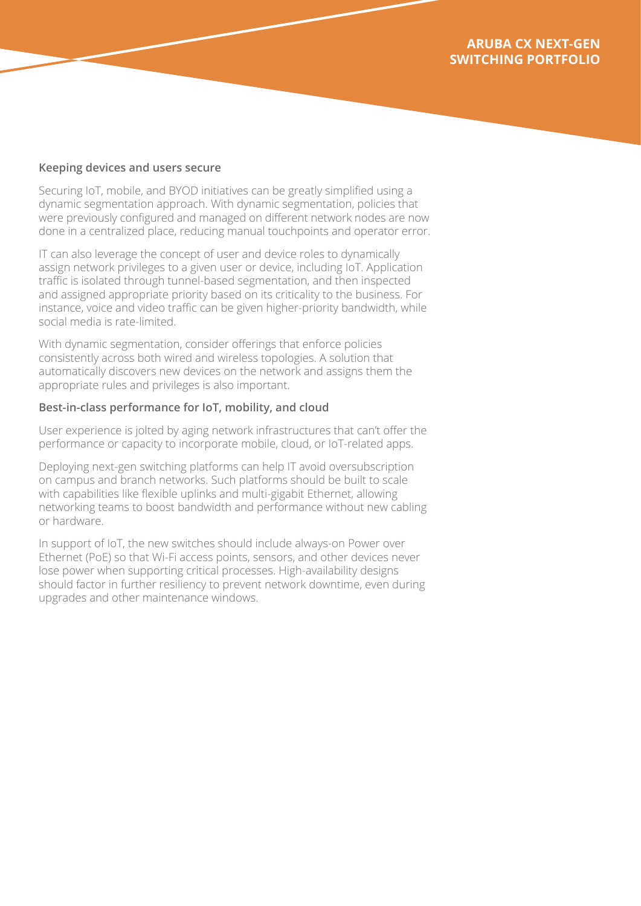### Keeping devices and users secure

Securing IoT, mobile, and BYOD initiatives can be greatly simplified using a dynamic segmentation approach. With dynamic segmentation, policies that were previously configured and managed on different network nodes are now done in a centralized place, reducing manual touchpoints and operator error.

IT can also leverage the concept of user and device roles to dynamically assign network privileges to a given user or device, including IoT. Application traffic is isolated through tunnel-based segmentation, and then inspected and assigned appropriate priority based on its criticality to the business. For instance, voice and video traffic can be given higher-priority bandwidth, while social media is rate-limited.

With dynamic segmentation, consider offerings that enforce policies consistently across both wired and wireless topologies. A solution that automatically discovers new devices on the network and assigns them the appropriate rules and privileges is also important.

### Best-in-class performance for IoT, mobility, and cloud

User experience is jolted by aging network infrastructures that can't offer the performance or capacity to incorporate mobile, cloud, or IoT-related apps.

Deploying next-gen switching platforms can help IT avoid oversubscription on campus and branch networks. Such platforms should be built to scale with capabilities like flexible uplinks and multi-gigabit Ethernet, allowing networking teams to boost bandwidth and performance without new cabling or hardware.

In support of IoT, the new switches should include always-on Power over Ethernet (PoE) so that Wi-Fi access points, sensors, and other devices never lose power when supporting critical processes. High-availability designs should factor in further resiliency to prevent network downtime, even during upgrades and other maintenance windows.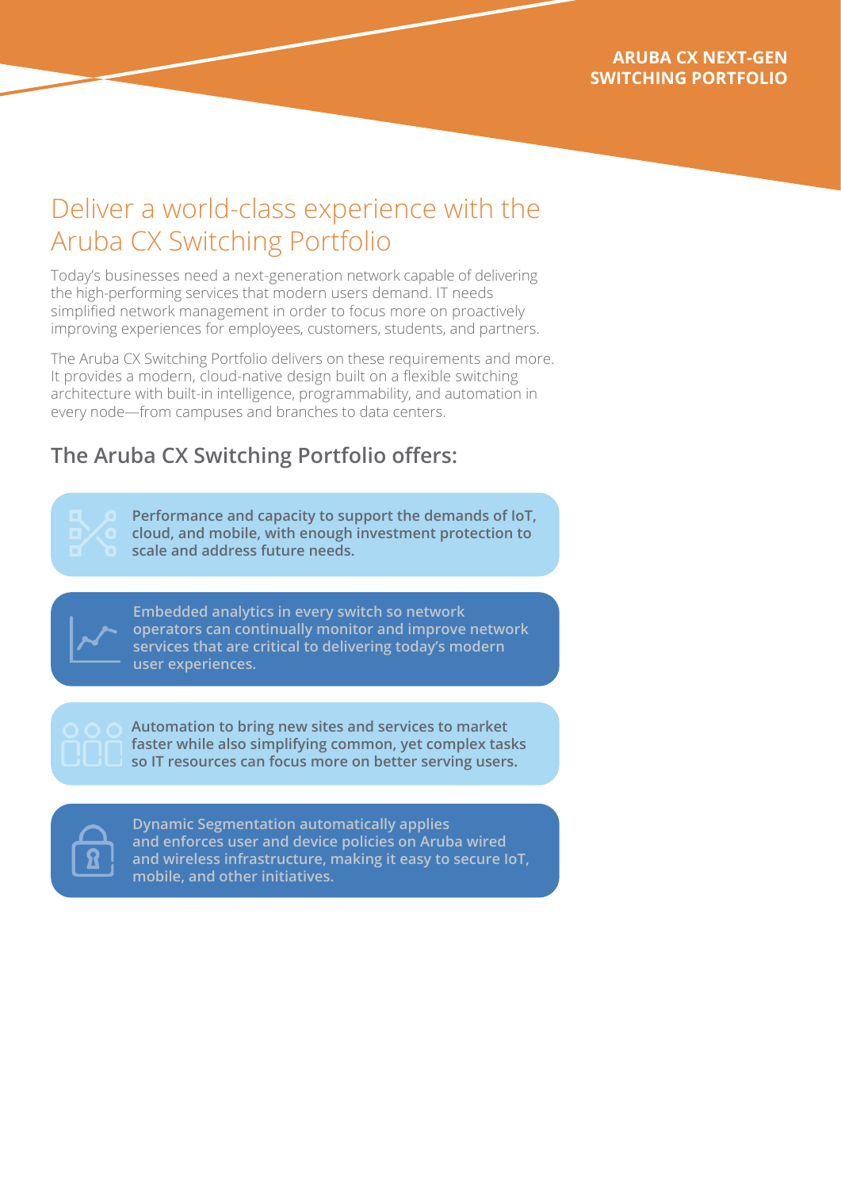# Deliver a world-class experience with the Aruba CX Switching Portfolio

Today's businesses need a next-generation network capable of delivering the high-performing services that modern users demand. IT needs simplified network management in order to focus more on proactively improving experiences for employees, customers, students, and partners.

The Aruba CX Switching Portfolio delivers on these requirements and more. It provides a modern, cloud-native design built on a flexible switching architecture with built-in intelligence, programmability, and automation in every node—from campuses and branches to data centers.

## The Aruba CX Switching Portfolio offers:

- **Performance and capacity to support the demands of IoT, cloud, and mobile, with enough investment protection to scale and address future needs.**
- **Embedded analytics in every switch so network operators can continually monitor and improve network services that are critical to delivering today's modern user experiences.**
- **Automation to bring new sites and services to market faster while also simplifying common, yet complex tasks so IT resources can focus more on better serving users.**
- **Dynamic Segmentation automatically applies and enforces user and device policies on Aruba wired and wireless infrastructure, making it easy to secure IoT, mobile, and other initiatives.**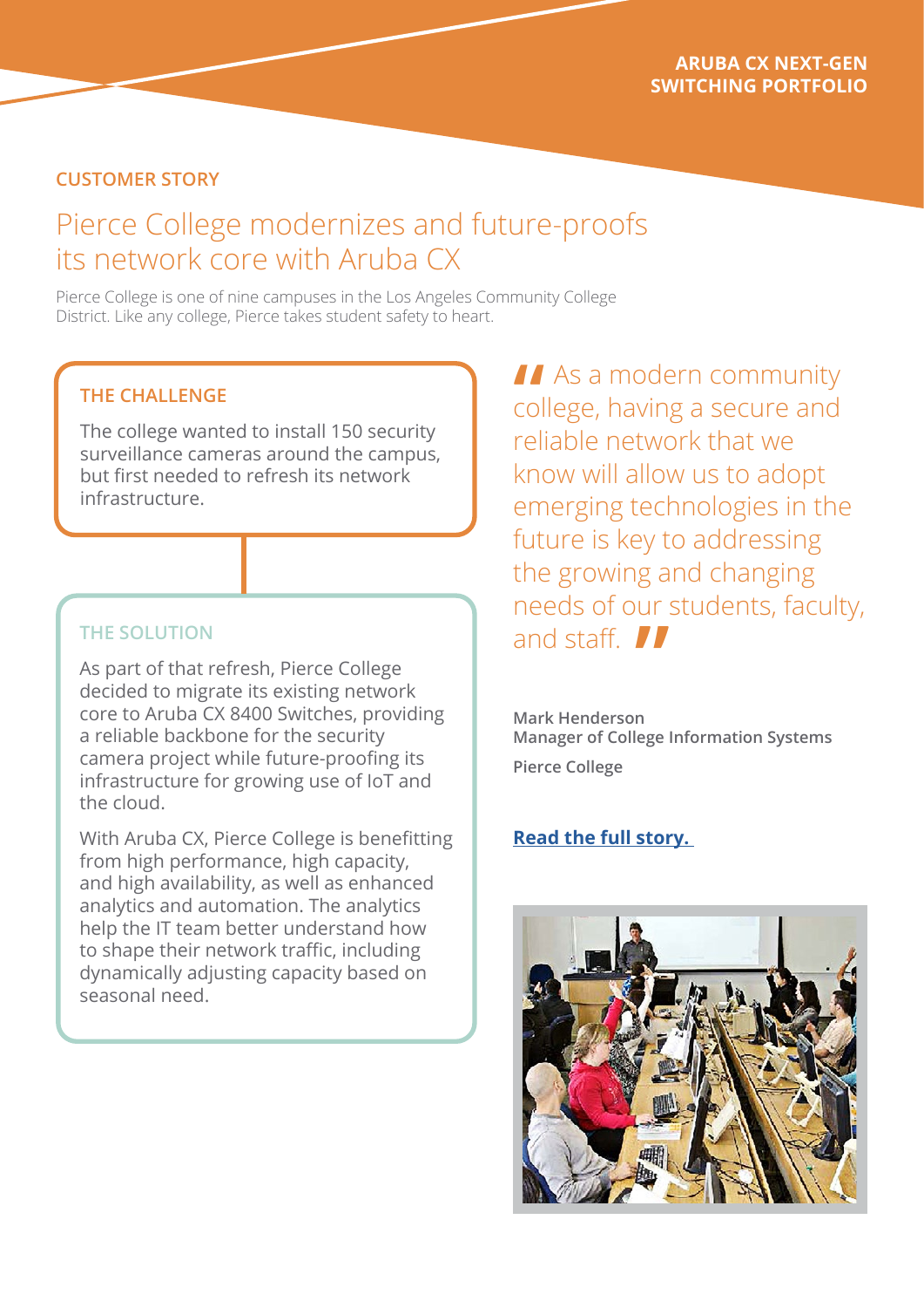ARUBA CX NEXT-GEN SWITCHING PORTFOLIO

CUSTOMER STORY

# Pierce College modernizes and future-proofs its network core with Aruba CX

Pierce College is one of nine campuses in the Los Angeles Community College District. Like any college, Pierce takes student safety to heart.

## THE CHALLENGE

The college wanted to install 150 security surveillance cameras around the campus, but first needed to refresh its network infrastructure.

## THE SOLUTION

As part of that refresh, Pierce College decided to migrate its existing network core to Aruba CX 8400 Switches, providing a reliable backbone for the security camera project while future-proofing its infrastructure for growing use of IoT and the cloud.

With Aruba CX, Pierce College is benefitting from high performance, high capacity, and high availability, as well as enhanced analytics and automation. The analytics help the IT team better understand how to shape their network traffic, including dynamically adjusting capacity based on seasonal need.

> "As a modern community college, having a secure and reliable network that we know will allow us to adopt emerging technologies in the future is key to addressing the growing and changing needs of our students, faculty, and staff."

**Mark Henderson**
**Manager of College Information Systems**

**Pierce College**

**Read the full story.**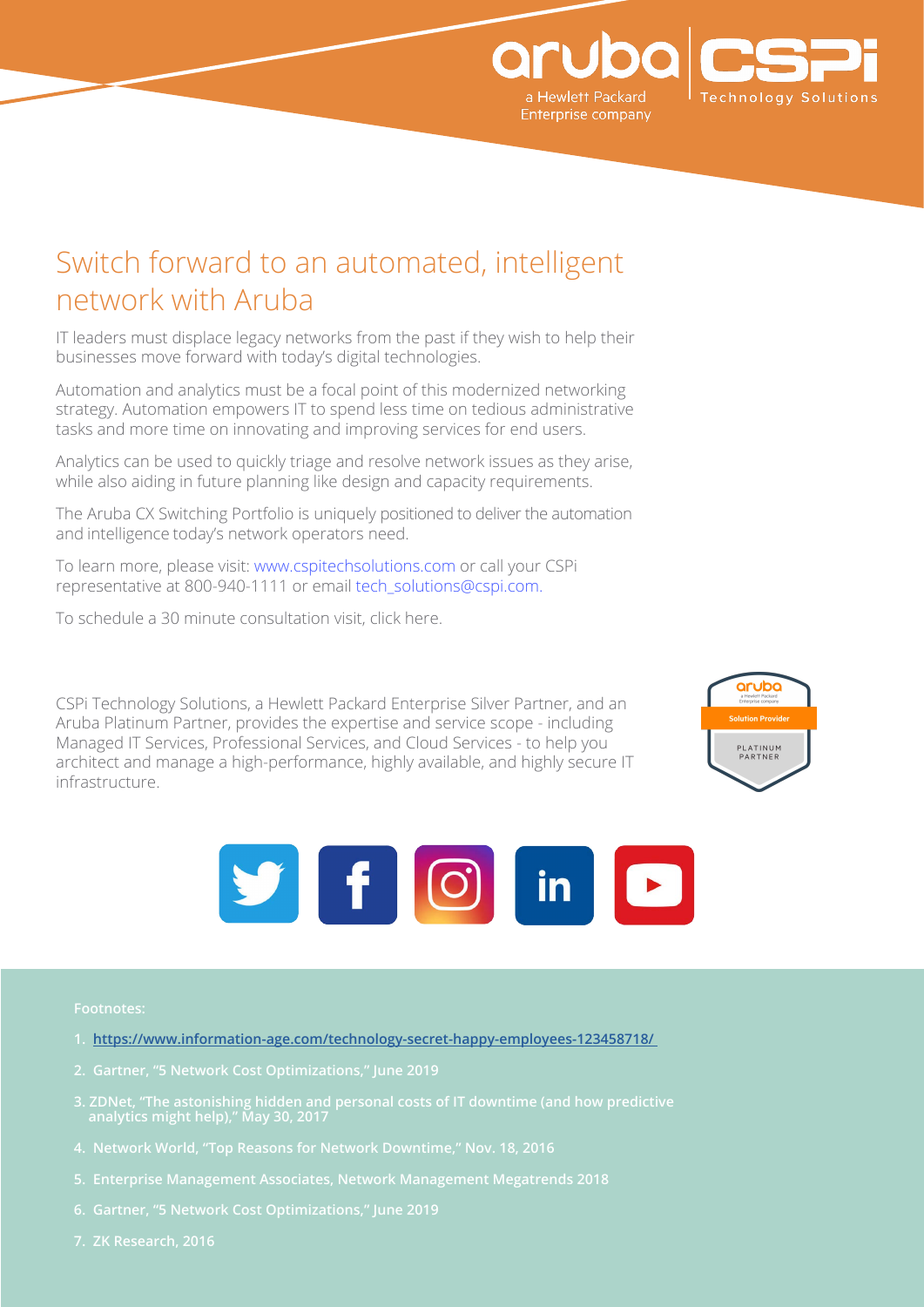# Switch forward to an automated, intelligent network with Aruba

IT leaders must displace legacy networks from the past if they wish to help their businesses move forward with today's digital technologies.

Automation and analytics must be a focal point of this modernized networking strategy. Automation empowers IT to spend less time on tedious administrative tasks and more time on innovating and improving services for end users.

Analytics can be used to quickly triage and resolve network issues as they arise, while also aiding in future planning like design and capacity requirements.

The Aruba CX Switching Portfolio is uniquely positioned to deliver the automation and intelligence today's network operators need.

To learn more, please visit: www.cspitechsolutions.com or call your CSPi representative at 800-940-1111 or email tech_solutions@cspi.com.

To schedule a 30 minute consultation visit, click here.

CSPi Technology Solutions, a Hewlett Packard Enterprise Silver Partner, and an Aruba Platinum Partner, provides the expertise and service scope - including Managed IT Services, Professional Services, and Cloud Services - to help you architect and manage a high-performance, highly available, and highly secure IT infrastructure.

**Footnotes:**

1. https://www.information-age.com/technology-secret-happy-employees-123458718/
2. Gartner, "5 Network Cost Optimizations," June 2019
3. ZDNet, "The astonishing hidden and personal costs of IT downtime (and how predictive analytics might help)," May 30, 2017
4. Network World, "Top Reasons for Network Downtime," Nov. 18, 2016
5. Enterprise Management Associates, Network Management Megatrends 2018
6. Gartner, "5 Network Cost Optimizations," June 2019
7. ZK Research, 2016